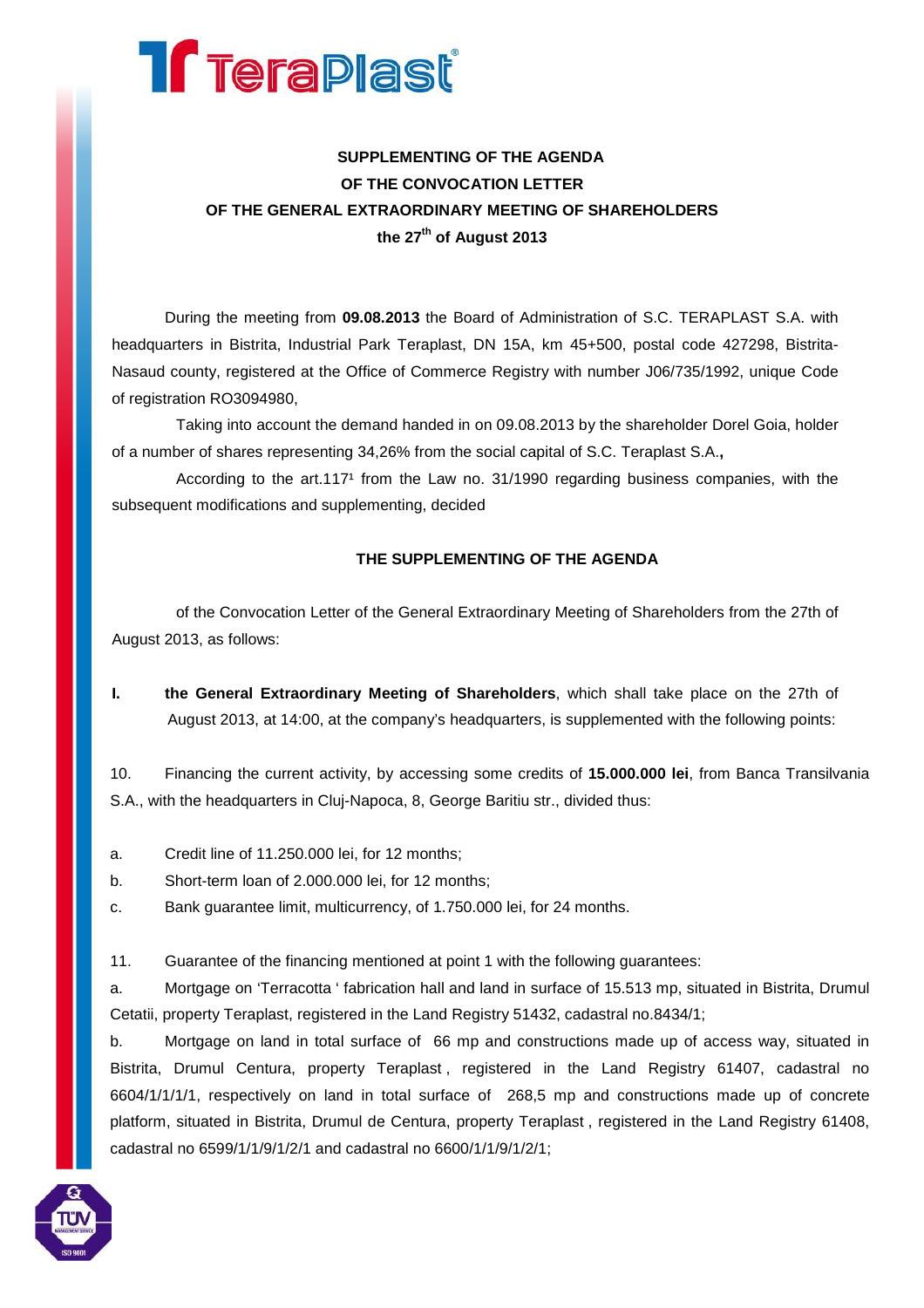**SUPPLEMENTING OF THE AGENDA**
**OF THE CONVOCATION LETTER**
**OF THE GENERAL EXTRAORDINARY MEETING OF SHAREHOLDERS**
**the 27th of August 2013**

During the meeting from **09.08.2013** the Board of Administration of S.C. TERAPLAST S.A. with headquarters in Bistrita, Industrial Park Teraplast, DN 15A, km 45+500, postal code 427298, Bistrita-Nasaud county, registered at the Office of Commerce Registry with number J06/735/1992, unique Code of registration RO3094980,

Taking into account the demand handed in on 09.08.2013 by the shareholder Dorel Goia, holder of a number of shares representing 34,26% from the social capital of S.C. Teraplast S.A.**,**

According to the art.117[1] from the Law no. 31/1990 regarding business companies, with the subsequent modifications and supplementing, decided

**THE SUPPLEMENTING OF THE AGENDA**

of the Convocation Letter of the General Extraordinary Meeting of Shareholders from the 27th of August 2013, as follows:

**I. the General Extraordinary Meeting of Shareholders**, which shall take place on the 27th of August 2013, at 14:00, at the company's headquarters, is supplemented with the following points:

10. Financing the current activity, by accessing some credits of **15.000.000 lei**, from Banca Transilvania S.A., with the headquarters in Cluj-Napoca, 8, George Baritiu str., divided thus:

a. Credit line of 11.250.000 lei, for 12 months;

b. Short-term loan of 2.000.000 lei, for 12 months;

c. Bank guarantee limit, multicurrency, of 1.750.000 lei, for 24 months.

11. Guarantee of the financing mentioned at point 1 with the following guarantees:

a. Mortgage on 'Terracotta ' fabrication hall and land in surface of 15.513 mp, situated in Bistrita, Drumul Cetatii, property Teraplast, registered in the Land Registry 51432, cadastral no.8434/1;

b. Mortgage on land in total surface of 66 mp and constructions made up of access way, situated in Bistrita, Drumul Centura, property Teraplast , registered in the Land Registry 61407, cadastral no 6604/1/1/1/1, respectively on land in total surface of 268,5 mp and constructions made up of concrete platform, situated in Bistrita, Drumul de Centura, property Teraplast , registered in the Land Registry 61408, cadastral no 6599/1/1/9/1/2/1 and cadastral no 6600/1/1/9/1/2/1;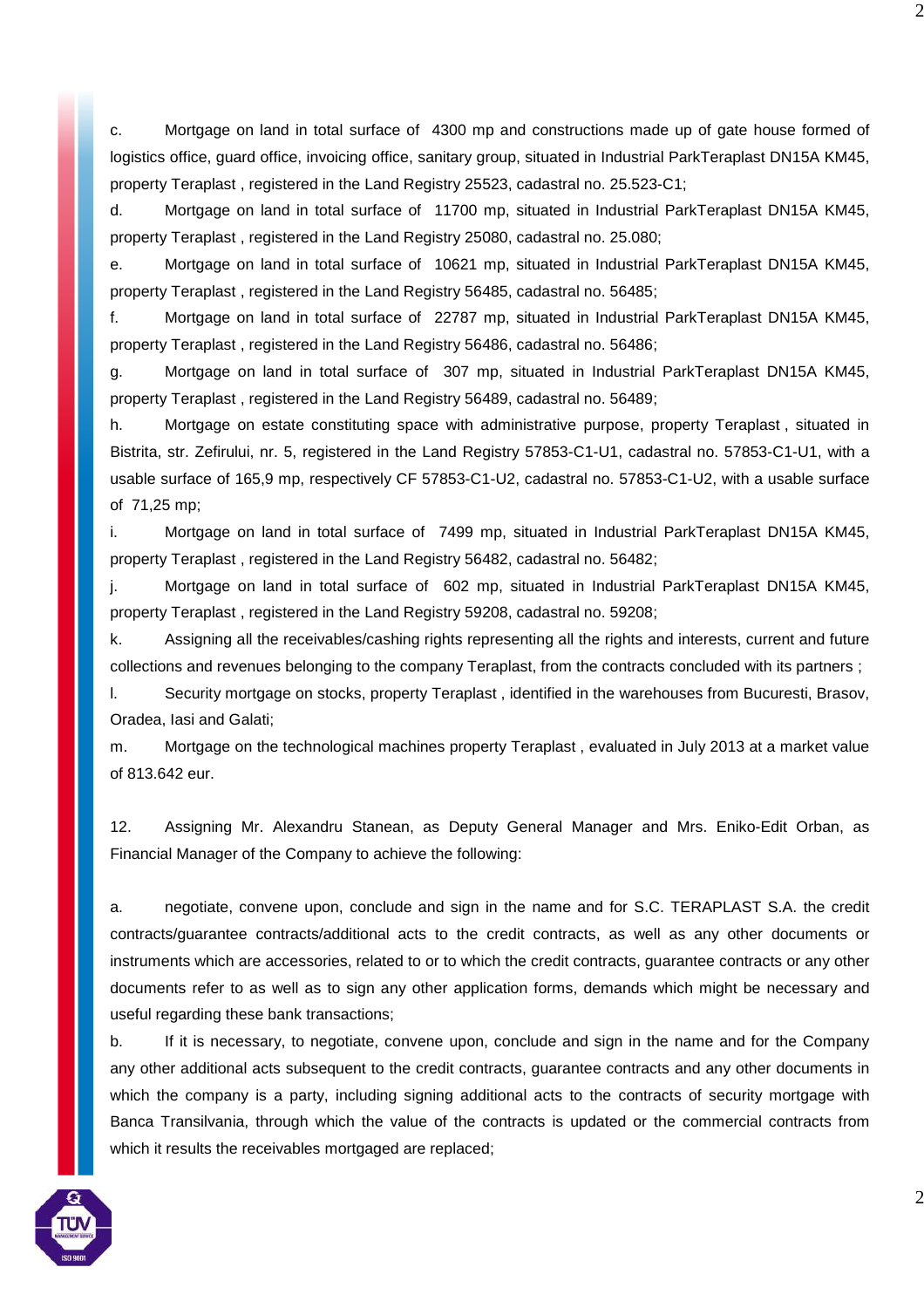c. Mortgage on land in total surface of 4300 mp and constructions made up of gate house formed of logistics office, guard office, invoicing office, sanitary group, situated in Industrial ParkTeraplast DN15A KM45, property Teraplast , registered in the Land Registry 25523, cadastral no. 25.523-C1;

d. Mortgage on land in total surface of 11700 mp, situated in Industrial ParkTeraplast DN15A KM45, property Teraplast , registered in the Land Registry 25080, cadastral no. 25.080;

e. Mortgage on land in total surface of 10621 mp, situated in Industrial ParkTeraplast DN15A KM45, property Teraplast , registered in the Land Registry 56485, cadastral no. 56485;

f. Mortgage on land in total surface of 22787 mp, situated in Industrial ParkTeraplast DN15A KM45, property Teraplast , registered in the Land Registry 56486, cadastral no. 56486;

g. Mortgage on land in total surface of 307 mp, situated in Industrial ParkTeraplast DN15A KM45, property Teraplast , registered in the Land Registry 56489, cadastral no. 56489;

h. Mortgage on estate constituting space with administrative purpose, property Teraplast , situated in Bistrita, str. Zefirului, nr. 5, registered in the Land Registry 57853-C1-U1, cadastral no. 57853-C1-U1, with a usable surface of 165,9 mp, respectively CF 57853-C1-U2, cadastral no. 57853-C1-U2, with a usable surface of 71,25 mp;

i. Mortgage on land in total surface of 7499 mp, situated in Industrial ParkTeraplast DN15A KM45, property Teraplast , registered in the Land Registry 56482, cadastral no. 56482;

j. Mortgage on land in total surface of 602 mp, situated in Industrial ParkTeraplast DN15A KM45, property Teraplast , registered in the Land Registry 59208, cadastral no. 59208;

k. Assigning all the receivables/cashing rights representing all the rights and interests, current and future collections and revenues belonging to the company Teraplast, from the contracts concluded with its partners ;

l. Security mortgage on stocks, property Teraplast , identified in the warehouses from Bucuresti, Brasov, Oradea, Iasi and Galati;

m. Mortgage on the technological machines property Teraplast , evaluated in July 2013 at a market value of 813.642 eur.

12. Assigning Mr. Alexandru Stanean, as Deputy General Manager and Mrs. Eniko-Edit Orban, as Financial Manager of the Company to achieve the following:

a. negotiate, convene upon, conclude and sign in the name and for S.C. TERAPLAST S.A. the credit contracts/guarantee contracts/additional acts to the credit contracts, as well as any other documents or instruments which are accessories, related to or to which the credit contracts, guarantee contracts or any other documents refer to as well as to sign any other application forms, demands which might be necessary and useful regarding these bank transactions;

b. If it is necessary, to negotiate, convene upon, conclude and sign in the name and for the Company any other additional acts subsequent to the credit contracts, guarantee contracts and any other documents in which the company is a party, including signing additional acts to the contracts of security mortgage with Banca Transilvania, through which the value of the contracts is updated or the commercial contracts from which it results the receivables mortgaged are replaced;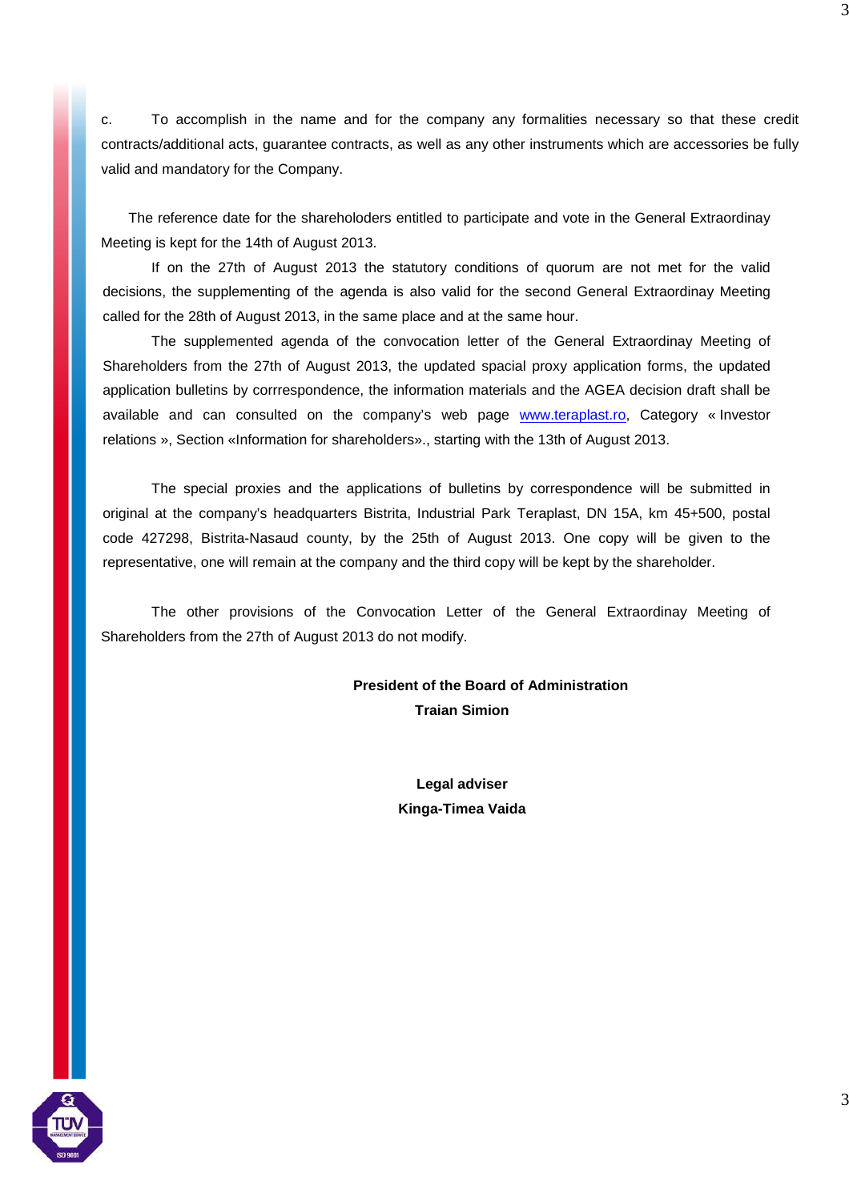c. To accomplish in the name and for the company any formalities necessary so that these credit contracts/additional acts, guarantee contracts, as well as any other instruments which are accessories be fully valid and mandatory for the Company.

The reference date for the shareholoders entitled to participate and vote in the General Extraordinay Meeting is kept for the 14th of August 2013.

If on the 27th of August 2013 the statutory conditions of quorum are not met for the valid decisions, the supplementing of the agenda is also valid for the second General Extraordinay Meeting called for the 28th of August 2013, in the same place and at the same hour.

The supplemented agenda of the convocation letter of the General Extraordinay Meeting of Shareholders from the 27th of August 2013, the updated spacial proxy application forms, the updated application bulletins by corrrespondence, the information materials and the AGEA decision draft shall be available and can consulted on the company's web page www.teraplast.ro, Category « Investor relations », Section «Information for shareholders»., starting with the 13th of August 2013.

The special proxies and the applications of bulletins by correspondence will be submitted in original at the company's headquarters Bistrita, Industrial Park Teraplast, DN 15A, km 45+500, postal code 427298, Bistrita-Nasaud county, by the 25th of August 2013. One copy will be given to the representative, one will remain at the company and the third copy will be kept by the shareholder.

The other provisions of the Convocation Letter of the General Extraordinay Meeting of Shareholders from the 27th of August 2013 do not modify.

**President of the Board of Administration**
**Traian Simion**

**Legal adviser**
**Kinga-Timea Vaida**